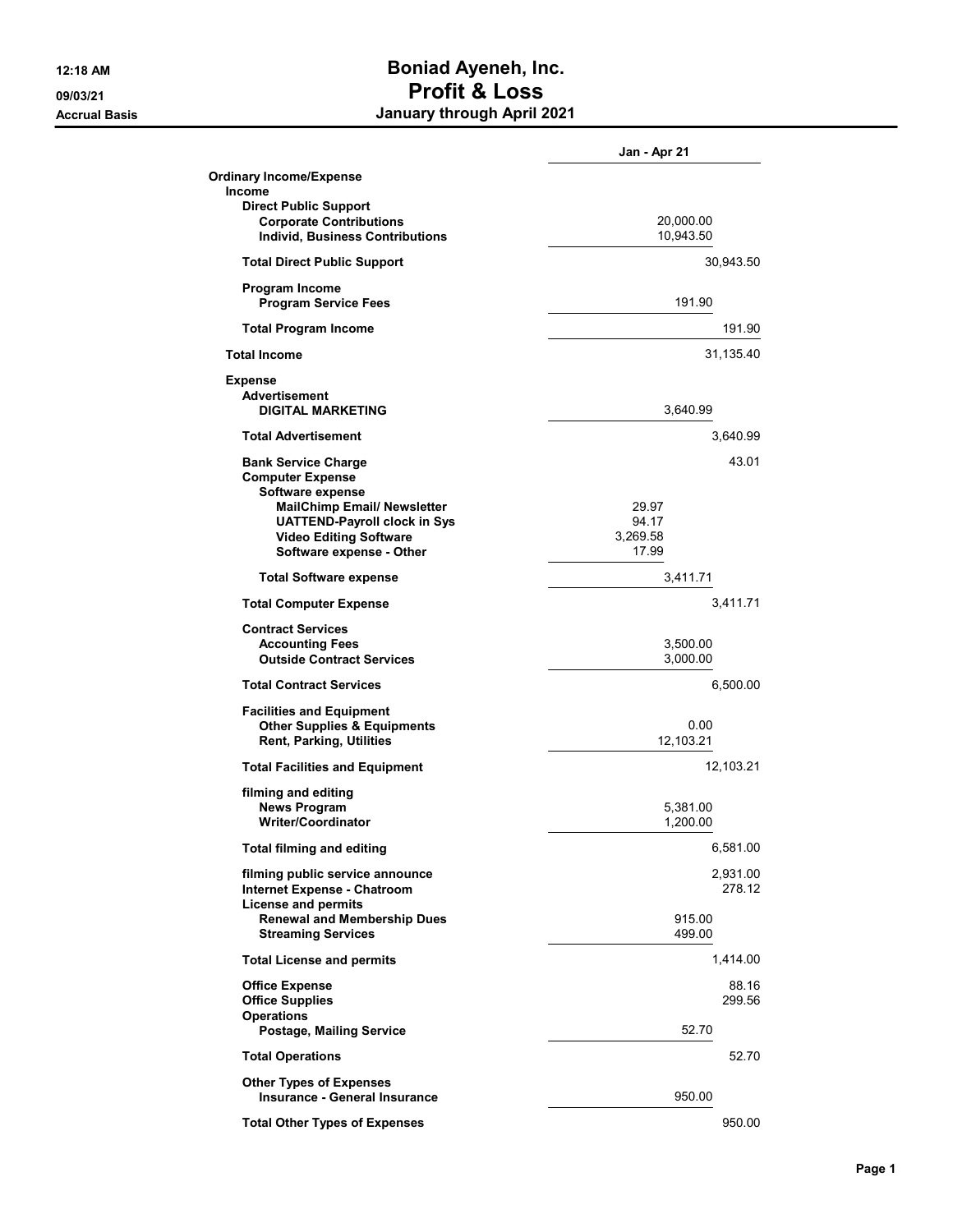# Boniad Ayeneh, Inc.

## Profit & Loss

### January through April 2021

12:18 AM
09/03/21
Accrual Basis

| | Jan - Apr 21 | |
|---|---|---|
| **Ordinary Income/Expense** | | |
| **Income** | | |
| **Direct Public Support** | | |
| **Corporate Contributions** | 20,000.00 | |
| **Individ, Business Contributions** | 10,943.50 | |
| **Total Direct Public Support** | | 30,943.50 |
| **Program Income** | | |
| **Program Service Fees** | 191.90 | |
| **Total Program Income** | | 191.90 |
| **Total Income** | | 31,135.40 |
| **Expense** | | |
| **Advertisement** | | |
| **DIGITAL MARKETING** | 3,640.99 | |
| **Total Advertisement** | | 3,640.99 |
| **Bank Service Charge** | | 43.01 |
| **Computer Expense** | | |
| **Software expense** | | |
| **MailChimp Email/ Newsletter** | 29.97 | |
| **UATTEND-Payroll clock in Sys** | 94.17 | |
| **Video Editing Software** | 3,269.58 | |
| **Software expense - Other** | 17.99 | |
| **Total Software expense** | 3,411.71 | |
| **Total Computer Expense** | | 3,411.71 |
| **Contract Services** | | |
| **Accounting Fees** | 3,500.00 | |
| **Outside Contract Services** | 3,000.00 | |
| **Total Contract Services** | | 6,500.00 |
| **Facilities and Equipment** | | |
| **Other Supplies & Equipments** | 0.00 | |
| **Rent, Parking, Utilities** | 12,103.21 | |
| **Total Facilities and Equipment** | | 12,103.21 |
| **filming and editing** | | |
| **News Program** | 5,381.00 | |
| **Writer/Coordinator** | 1,200.00 | |
| **Total filming and editing** | | 6,581.00 |
| **filming public service announce** | | 2,931.00 |
| **Internet Expense - Chatroom** | | 278.12 |
| **License and permits** | | |
| **Renewal and Membership Dues** | 915.00 | |
| **Streaming Services** | 499.00 | |
| **Total License and permits** | | 1,414.00 |
| **Office Expense** | | 88.16 |
| **Office Supplies** | | 299.56 |
| **Operations** | | |
| **Postage, Mailing Service** | 52.70 | |
| **Total Operations** | | 52.70 |
| **Other Types of Expenses** | | |
| **Insurance - General Insurance** | 950.00 | |
| **Total Other Types of Expenses** | | 950.00 |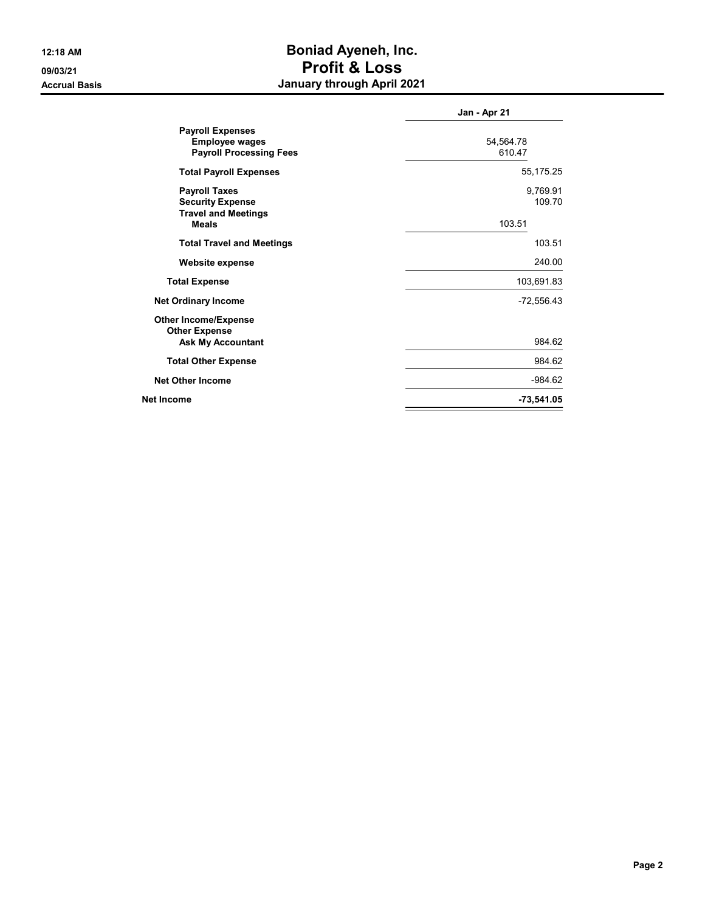# Boniad Ayeneh, Inc.
## Profit & Loss
### January through April 2021

12:18 AM
09/03/21
Accrual Basis

| | | Jan - Apr 21 |
|---|---|---|
| **Payroll Expenses** | | |
| **Employee wages** | 54,564.78 | |
| **Payroll Processing Fees** | 610.47 | |
| **Total Payroll Expenses** | | 55,175.25 |
| **Payroll Taxes** | | 9,769.91 |
| **Security Expense** | | 109.70 |
| **Travel and Meetings** | | |
| **Meals** | 103.51 | |
| **Total Travel and Meetings** | | 103.51 |
| **Website expense** | | 240.00 |
| **Total Expense** | | 103,691.83 |
| **Net Ordinary Income** | | -72,556.43 |
| **Other Income/Expense** | | |
| **Other Expense** | | |
| **Ask My Accountant** | | 984.62 |
| **Total Other Expense** | | 984.62 |
| **Net Other Income** | | -984.62 |
| **Net Income** | | **-73,541.05** |